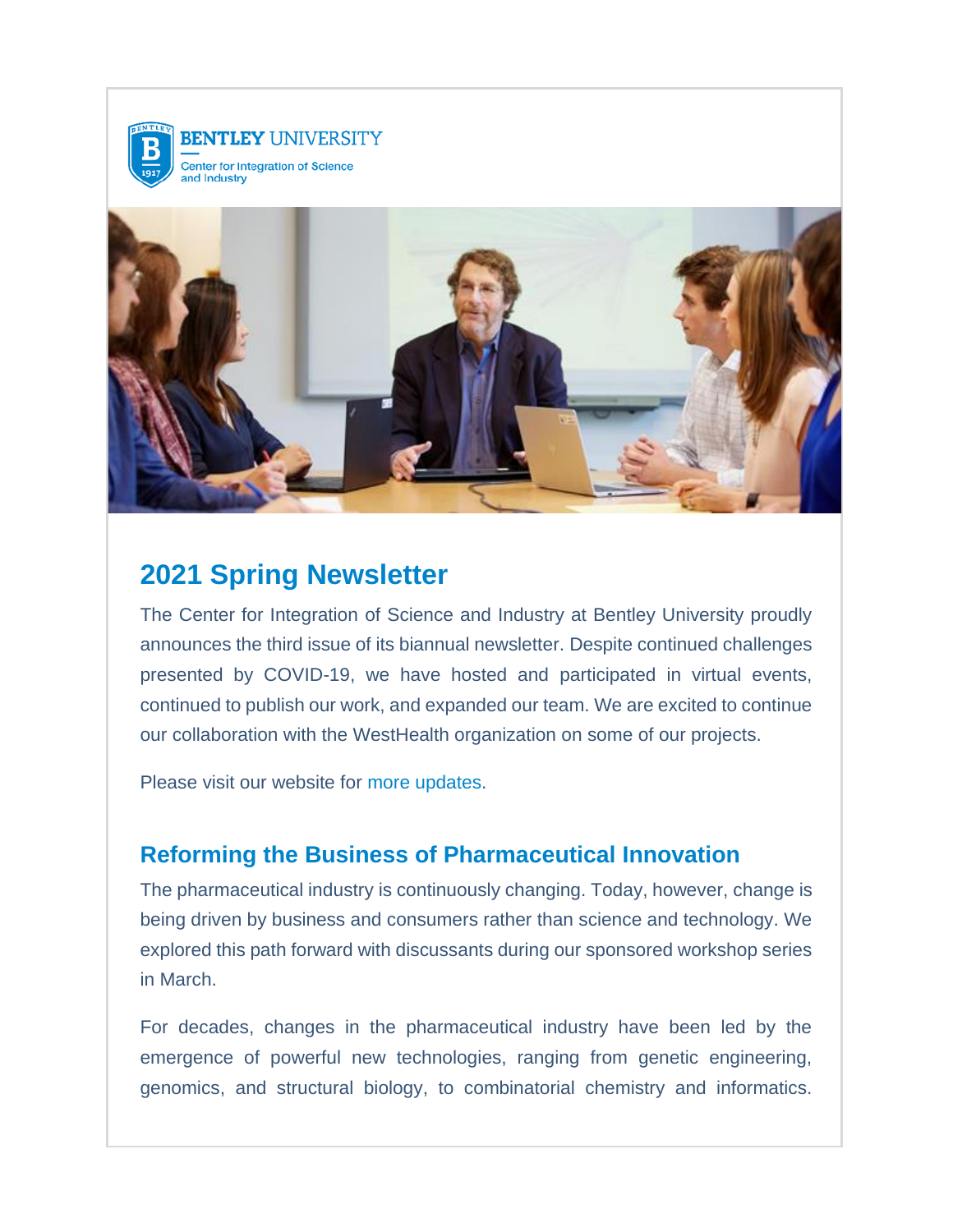BENTLEY UNIVERSITY
Center for Integration of Science and Industry

## 2021 Spring Newsletter

The Center for Integration of Science and Industry at Bentley University proudly announces the third issue of its biannual newsletter. Despite continued challenges presented by COVID-19, we have hosted and participated in virtual events, continued to publish our work, and expanded our team. We are excited to continue our collaboration with the WestHealth organization on some of our projects.

Please visit our website for more updates.

### Reforming the Business of Pharmaceutical Innovation

The pharmaceutical industry is continuously changing. Today, however, change is being driven by business and consumers rather than science and technology. We explored this path forward with discussants during our sponsored workshop series in March.

For decades, changes in the pharmaceutical industry have been led by the emergence of powerful new technologies, ranging from genetic engineering, genomics, and structural biology, to combinatorial chemistry and informatics.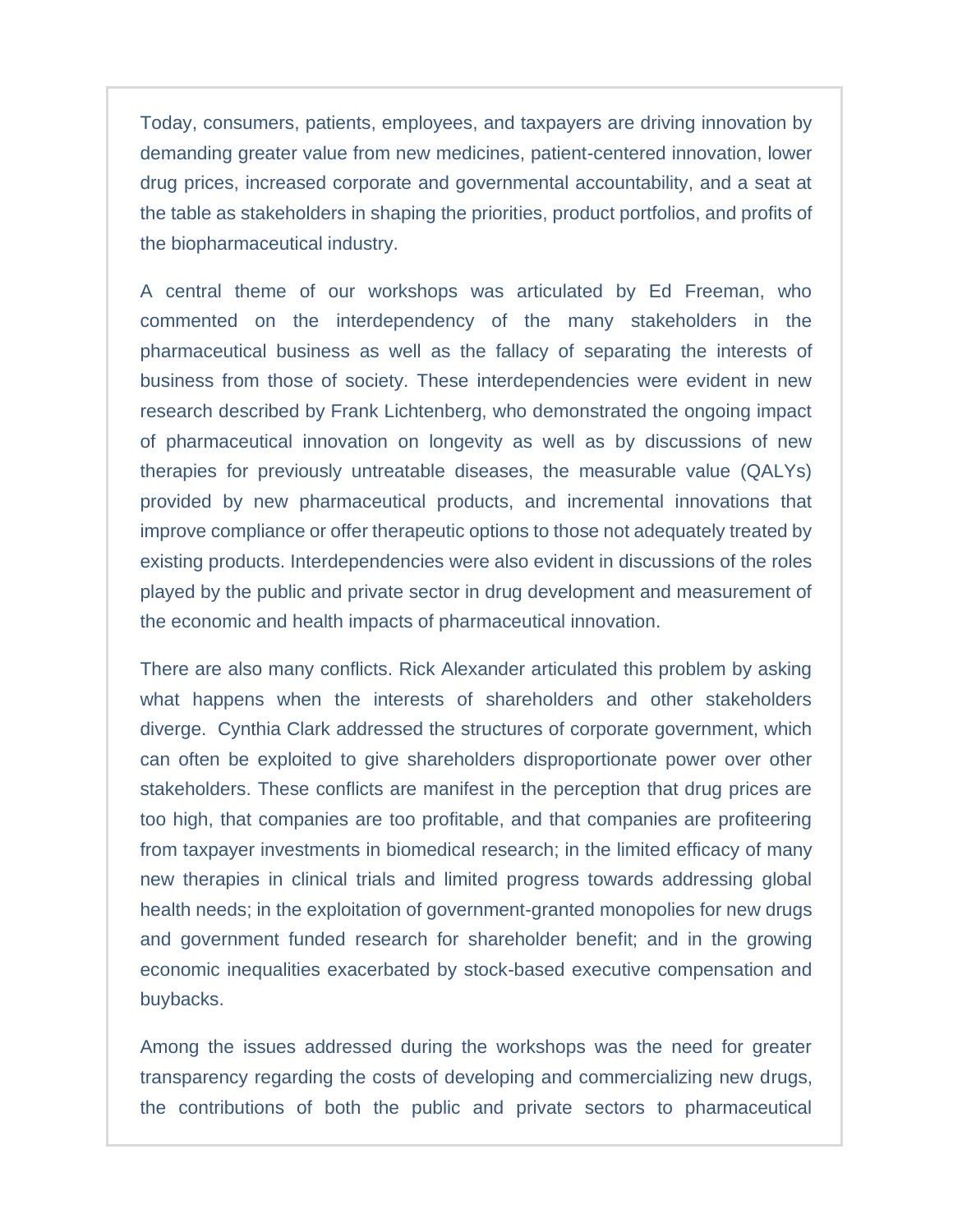Today, consumers, patients, employees, and taxpayers are driving innovation by demanding greater value from new medicines, patient-centered innovation, lower drug prices, increased corporate and governmental accountability, and a seat at the table as stakeholders in shaping the priorities, product portfolios, and profits of the biopharmaceutical industry.

A central theme of our workshops was articulated by Ed Freeman, who commented on the interdependency of the many stakeholders in the pharmaceutical business as well as the fallacy of separating the interests of business from those of society. These interdependencies were evident in new research described by Frank Lichtenberg, who demonstrated the ongoing impact of pharmaceutical innovation on longevity as well as by discussions of new therapies for previously untreatable diseases, the measurable value (QALYs) provided by new pharmaceutical products, and incremental innovations that improve compliance or offer therapeutic options to those not adequately treated by existing products. Interdependencies were also evident in discussions of the roles played by the public and private sector in drug development and measurement of the economic and health impacts of pharmaceutical innovation.

There are also many conflicts. Rick Alexander articulated this problem by asking what happens when the interests of shareholders and other stakeholders diverge. Cynthia Clark addressed the structures of corporate government, which can often be exploited to give shareholders disproportionate power over other stakeholders. These conflicts are manifest in the perception that drug prices are too high, that companies are too profitable, and that companies are profiteering from taxpayer investments in biomedical research; in the limited efficacy of many new therapies in clinical trials and limited progress towards addressing global health needs; in the exploitation of government-granted monopolies for new drugs and government funded research for shareholder benefit; and in the growing economic inequalities exacerbated by stock-based executive compensation and buybacks.

Among the issues addressed during the workshops was the need for greater transparency regarding the costs of developing and commercializing new drugs, the contributions of both the public and private sectors to pharmaceutical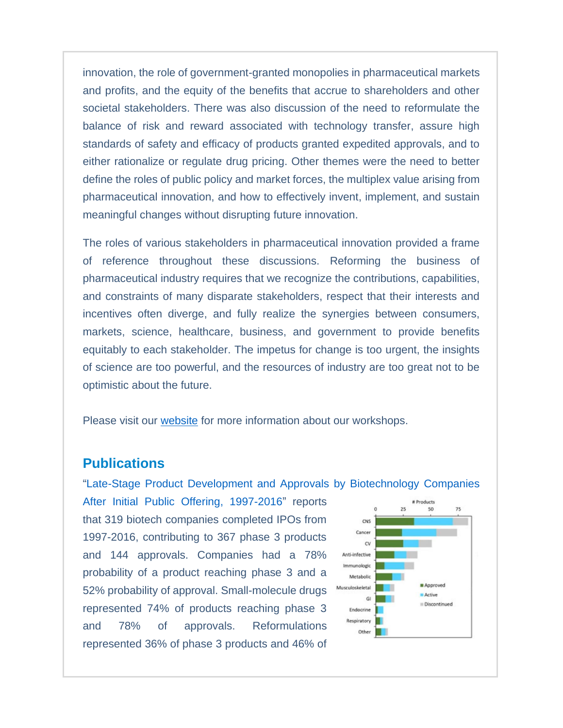innovation, the role of government-granted monopolies in pharmaceutical markets and profits, and the equity of the benefits that accrue to shareholders and other societal stakeholders. There was also discussion of the need to reformulate the balance of risk and reward associated with technology transfer, assure high standards of safety and efficacy of products granted expedited approvals, and to either rationalize or regulate drug pricing. Other themes were the need to better define the roles of public policy and market forces, the multiplex value arising from pharmaceutical innovation, and how to effectively invent, implement, and sustain meaningful changes without disrupting future innovation.

The roles of various stakeholders in pharmaceutical innovation provided a frame of reference throughout these discussions. Reforming the business of pharmaceutical industry requires that we recognize the contributions, capabilities, and constraints of many disparate stakeholders, respect that their interests and incentives often diverge, and fully realize the synergies between consumers, markets, science, healthcare, business, and government to provide benefits equitably to each stakeholder. The impetus for change is too urgent, the insights of science are too powerful, and the resources of industry are too great not to be optimistic about the future.

Please visit our website for more information about our workshops.

## Publications

"Late-Stage Product Development and Approvals by Biotechnology Companies After Initial Public Offering, 1997-2016" reports that 319 biotech companies completed IPOs from 1997-2016, contributing to 367 phase 3 products and 144 approvals. Companies had a 78% probability of a product reaching phase 3 and a 52% probability of approval. Small-molecule drugs represented 74% of products reaching phase 3 and 78% of approvals. Reformulations represented 36% of phase 3 products and 46% of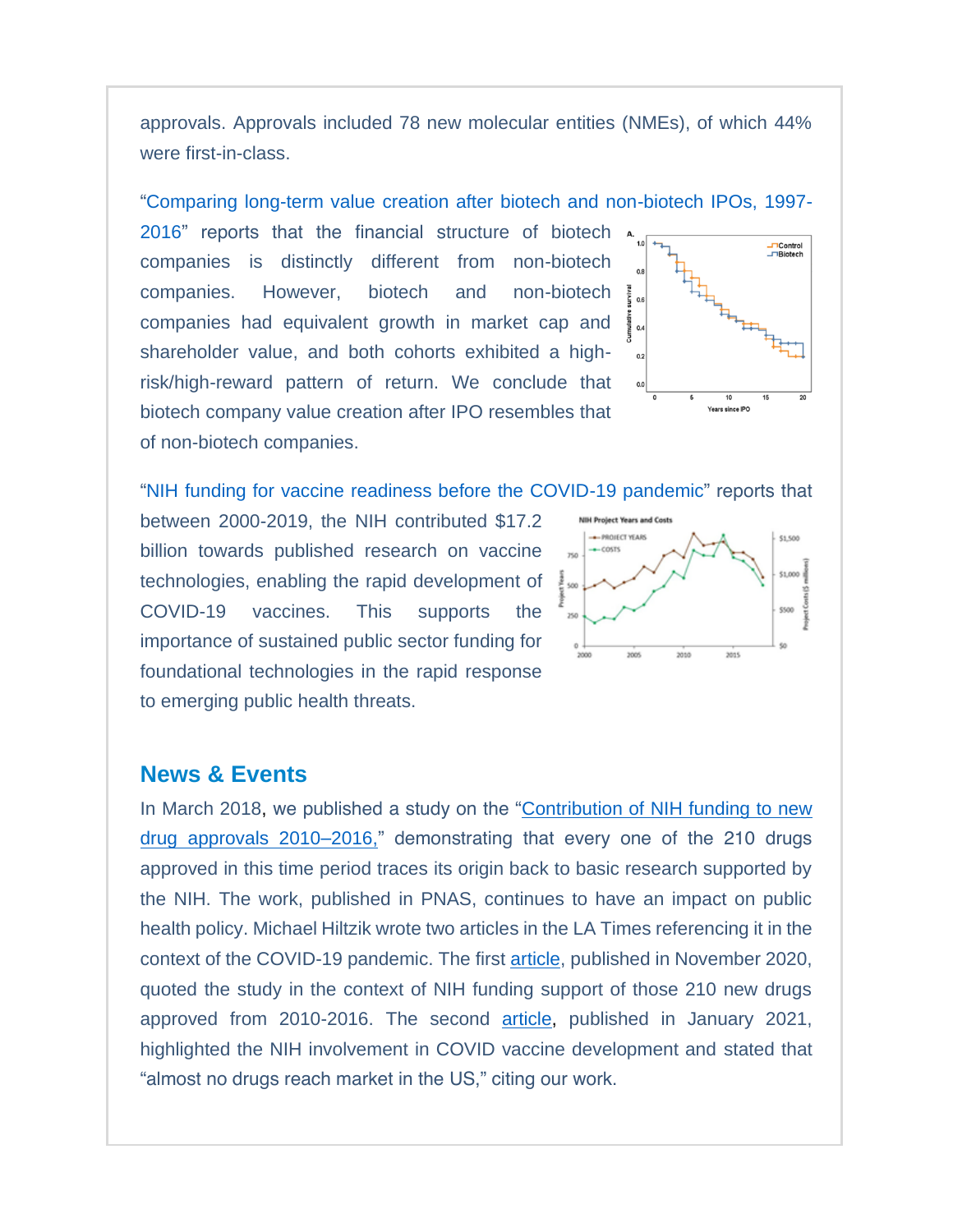approvals. Approvals included 78 new molecular entities (NMEs), of which 44% were first-in-class.

"Comparing long-term value creation after biotech and non-biotech IPOs, 1997-2016" reports that the financial structure of biotech companies is distinctly different from non-biotech companies. However, biotech and non-biotech companies had equivalent growth in market cap and shareholder value, and both cohorts exhibited a high-risk/high-reward pattern of return. We conclude that biotech company value creation after IPO resembles that of non-biotech companies.

"NIH funding for vaccine readiness before the COVID-19 pandemic" reports that between 2000-2019, the NIH contributed $17.2 billion towards published research on vaccine technologies, enabling the rapid development of COVID-19 vaccines. This supports the importance of sustained public sector funding for foundational technologies in the rapid response to emerging public health threats.

## News & Events

In March 2018, we published a study on the "Contribution of NIH funding to new drug approvals 2010–2016," demonstrating that every one of the 210 drugs approved in this time period traces its origin back to basic research supported by the NIH. The work, published in PNAS, continues to have an impact on public health policy. Michael Hiltzik wrote two articles in the LA Times referencing it in the context of the COVID-19 pandemic. The first article, published in November 2020, quoted the study in the context of NIH funding support of those 210 new drugs approved from 2010-2016. The second article, published in January 2021, highlighted the NIH involvement in COVID vaccine development and stated that "almost no drugs reach market in the US," citing our work.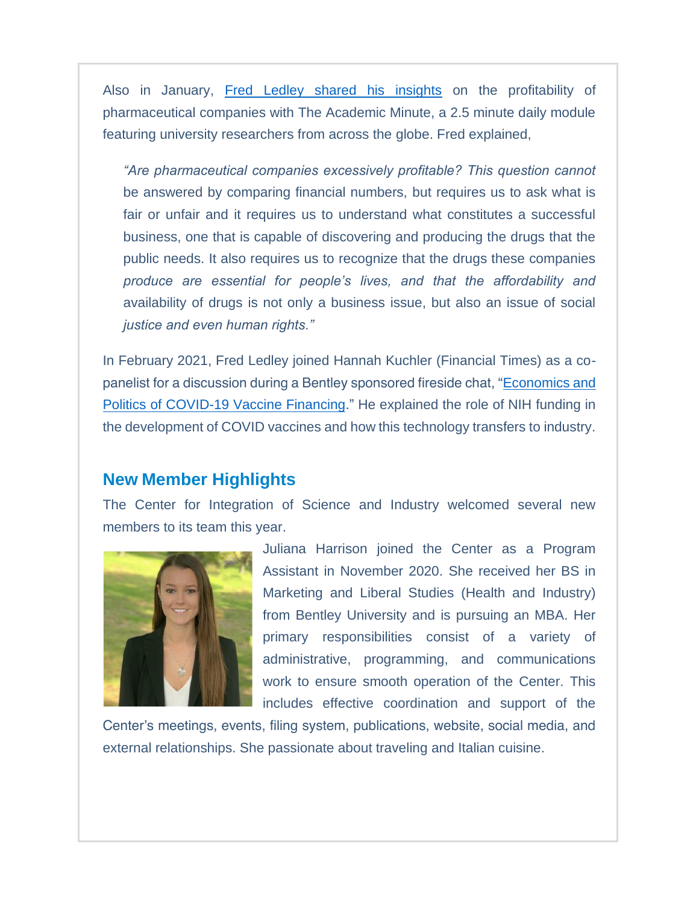Also in January, Fred Ledley shared his insights on the profitability of pharmaceutical companies with The Academic Minute, a 2.5 minute daily module featuring university researchers from across the globe. Fred explained,

> *"Are pharmaceutical companies excessively profitable? This question cannot* be answered by comparing financial numbers, but requires us to ask what is fair or unfair and it requires us to understand what constitutes a successful business, one that is capable of discovering and producing the drugs that the public needs. It also requires us to recognize that the drugs these companies *produce are essential for people's lives, and that the affordability and* availability of drugs is not only a business issue, but also an issue of social *justice and even human rights."*

In February 2021, Fred Ledley joined Hannah Kuchler (Financial Times) as a co-panelist for a discussion during a Bentley sponsored fireside chat, "Economics and Politics of COVID-19 Vaccine Financing." He explained the role of NIH funding in the development of COVID vaccines and how this technology transfers to industry.

## New Member Highlights

The Center for Integration of Science and Industry welcomed several new members to its team this year.

Juliana Harrison joined the Center as a Program Assistant in November 2020. She received her BS in Marketing and Liberal Studies (Health and Industry) from Bentley University and is pursuing an MBA. Her primary responsibilities consist of a variety of administrative, programming, and communications work to ensure smooth operation of the Center. This includes effective coordination and support of the Center's meetings, events, filing system, publications, website, social media, and external relationships. She passionate about traveling and Italian cuisine.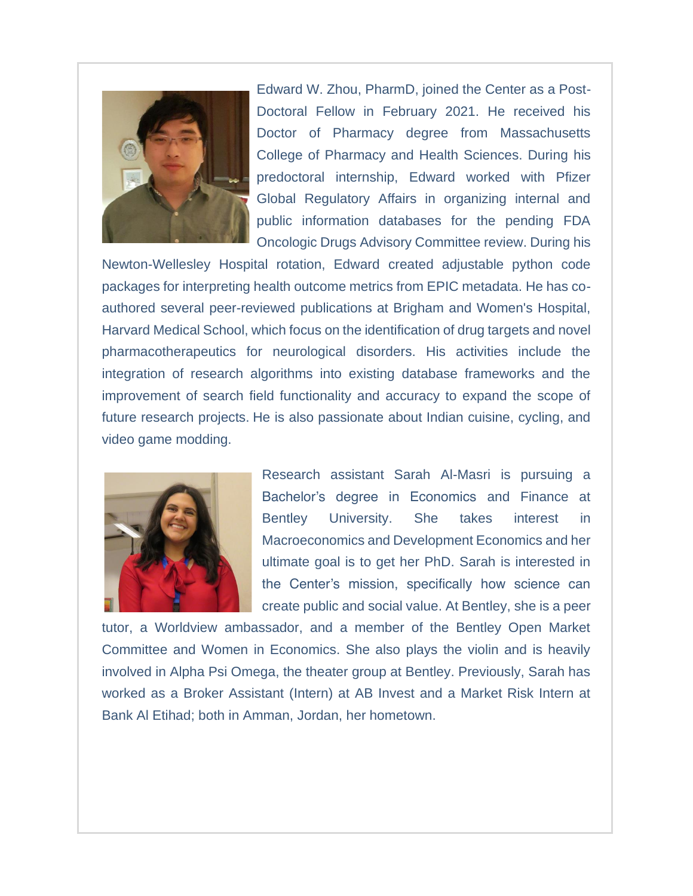Edward W. Zhou, PharmD, joined the Center as a Post-Doctoral Fellow in February 2021. He received his Doctor of Pharmacy degree from Massachusetts College of Pharmacy and Health Sciences. During his predoctoral internship, Edward worked with Pfizer Global Regulatory Affairs in organizing internal and public information databases for the pending FDA Oncologic Drugs Advisory Committee review. During his Newton-Wellesley Hospital rotation, Edward created adjustable python code packages for interpreting health outcome metrics from EPIC metadata. He has co-authored several peer-reviewed publications at Brigham and Women's Hospital, Harvard Medical School, which focus on the identification of drug targets and novel pharmacotherapeutics for neurological disorders. His activities include the integration of research algorithms into existing database frameworks and the improvement of search field functionality and accuracy to expand the scope of future research projects. He is also passionate about Indian cuisine, cycling, and video game modding.

Research assistant Sarah Al-Masri is pursuing a Bachelor's degree in Economics and Finance at Bentley University. She takes interest in Macroeconomics and Development Economics and her ultimate goal is to get her PhD. Sarah is interested in the Center's mission, specifically how science can create public and social value. At Bentley, she is a peer tutor, a Worldview ambassador, and a member of the Bentley Open Market Committee and Women in Economics. She also plays the violin and is heavily involved in Alpha Psi Omega, the theater group at Bentley. Previously, Sarah has worked as a Broker Assistant (Intern) at AB Invest and a Market Risk Intern at Bank Al Etihad; both in Amman, Jordan, her hometown.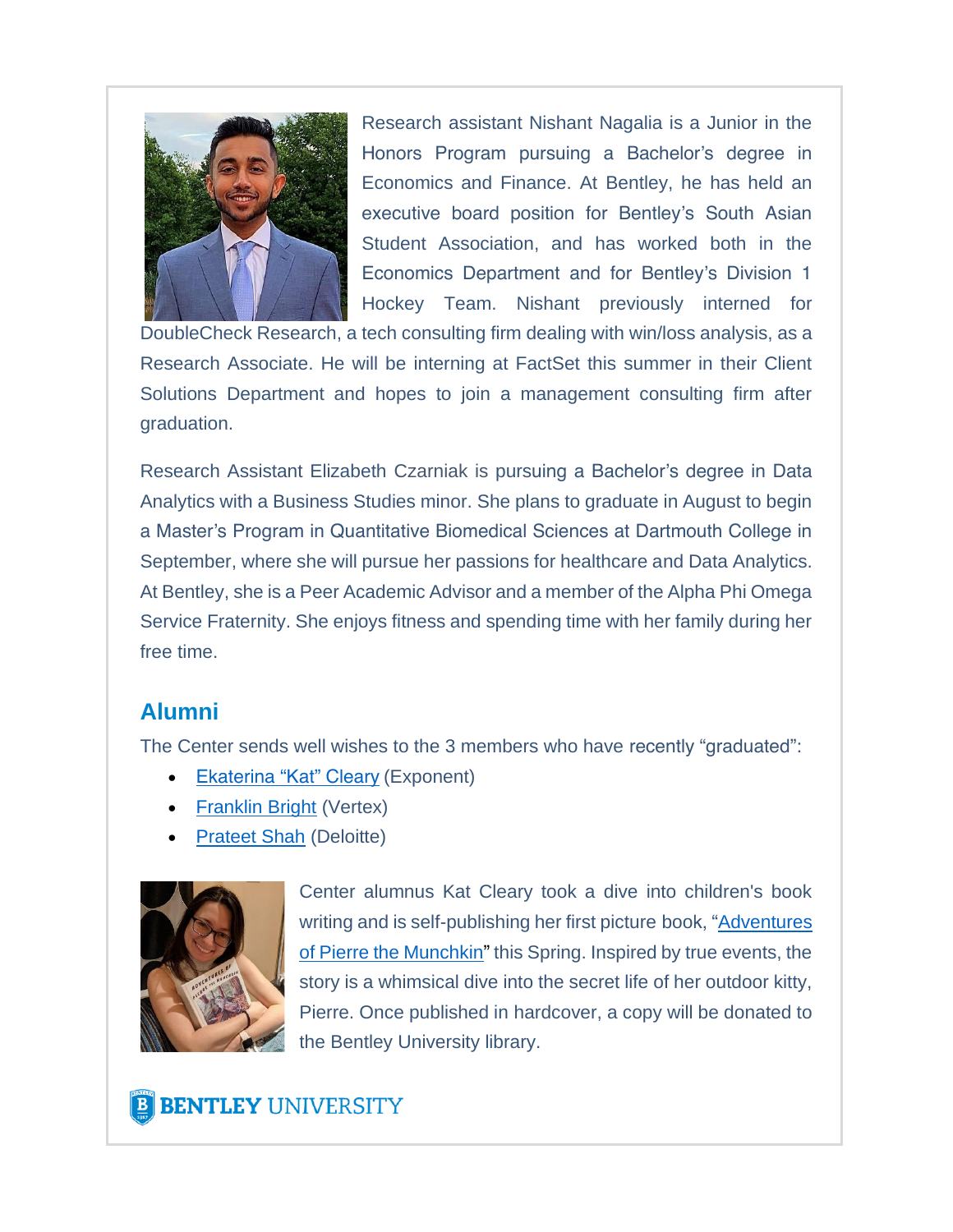Research assistant Nishant Nagalia is a Junior in the Honors Program pursuing a Bachelor's degree in Economics and Finance. At Bentley, he has held an executive board position for Bentley's South Asian Student Association, and has worked both in the Economics Department and for Bentley's Division 1 Hockey Team. Nishant previously interned for DoubleCheck Research, a tech consulting firm dealing with win/loss analysis, as a Research Associate. He will be interning at FactSet this summer in their Client Solutions Department and hopes to join a management consulting firm after graduation.

Research Assistant Elizabeth Czarniak is pursuing a Bachelor's degree in Data Analytics with a Business Studies minor. She plans to graduate in August to begin a Master's Program in Quantitative Biomedical Sciences at Dartmouth College in September, where she will pursue her passions for healthcare and Data Analytics. At Bentley, she is a Peer Academic Advisor and a member of the Alpha Phi Omega Service Fraternity. She enjoys fitness and spending time with her family during her free time.

## Alumni

The Center sends well wishes to the 3 members who have recently "graduated":

- Ekaterina "Kat" Cleary (Exponent)
- Franklin Bright (Vertex)
- Prateet Shah (Deloitte)

Center alumnus Kat Cleary took a dive into children's book writing and is self-publishing her first picture book, "Adventures of Pierre the Munchkin" this Spring. Inspired by true events, the story is a whimsical dive into the secret life of her outdoor kitty, Pierre. Once published in hardcover, a copy will be donated to the Bentley University library.

BENTLEY UNIVERSITY